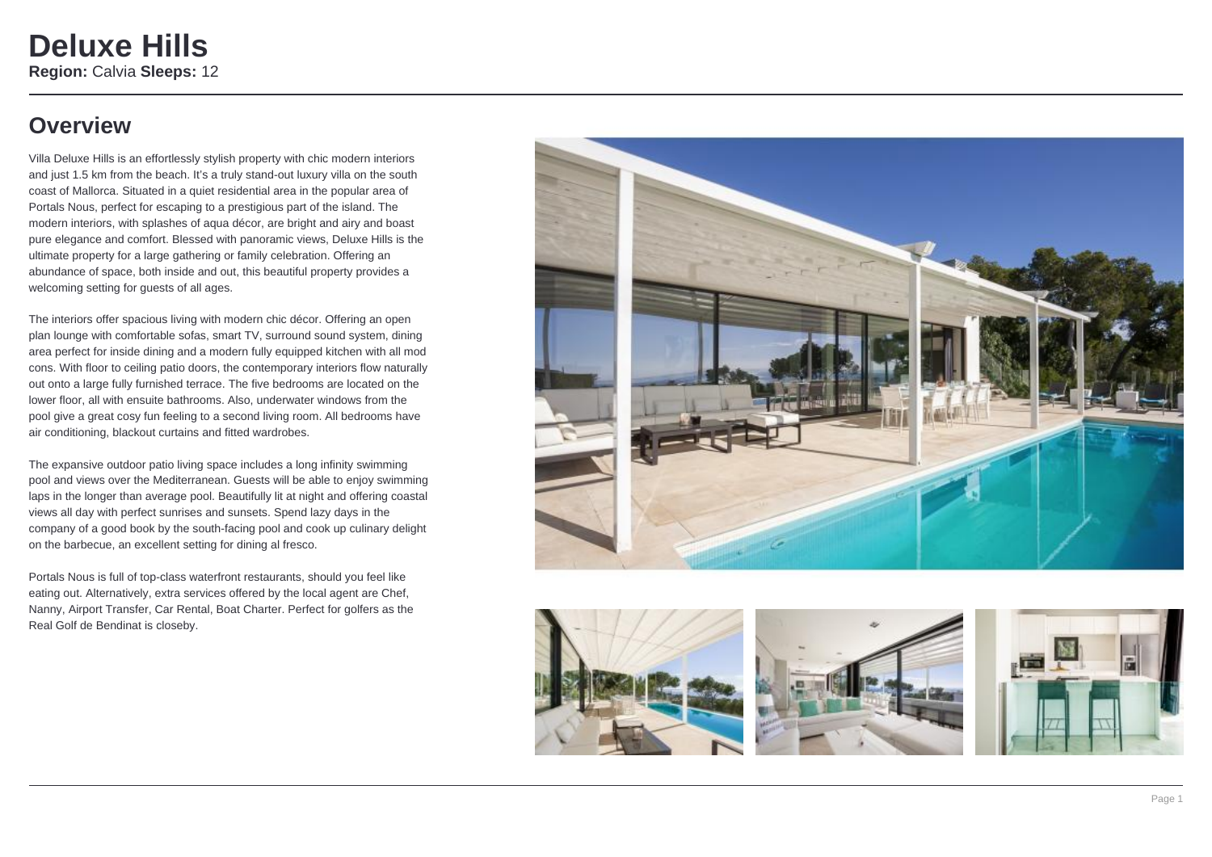# Deluxe Hills

**Region:** Calvia **Sleeps:** 12

## Overview

Villa Deluxe Hills is an effortlessly stylish property with chic modern interiors and just 1.5 km from the beach. It's a truly stand-out luxury villa on the south coast of Mallorca. Situated in a quiet residential area in the popular area of Portals Nous, perfect for escaping to a prestigious part of the island. The modern interiors, with splashes of aqua décor, are bright and airy and boast pure elegance and comfort. Blessed with panoramic views, Deluxe Hills is the ultimate property for a large gathering or family celebration. Offering an abundance of space, both inside and out, this beautiful property provides a welcoming setting for guests of all ages.

The interiors offer spacious living with modern chic décor. Offering an open plan lounge with comfortable sofas, smart TV, surround sound system, dining area perfect for inside dining and a modern fully equipped kitchen with all mod cons. With floor to ceiling patio doors, the contemporary interiors flow naturally out onto a large fully furnished terrace. The five bedrooms are located on the lower floor, all with ensuite bathrooms. Also, underwater windows from the pool give a great cosy fun feeling to a second living room. All bedrooms have air conditioning, blackout curtains and fitted wardrobes.

The expansive outdoor patio living space includes a long infinity swimming pool and views over the Mediterranean. Guests will be able to enjoy swimming laps in the longer than average pool. Beautifully lit at night and offering coastal views all day with perfect sunrises and sunsets. Spend lazy days in the company of a good book by the south-facing pool and cook up culinary delight on the barbecue, an excellent setting for dining al fresco.

Portals Nous is full of top-class waterfront restaurants, should you feel like eating out. Alternatively, extra services offered by the local agent are Chef, Nanny, Airport Transfer, Car Rental, Boat Charter. Perfect for golfers as the Real Golf de Bendinat is closeby.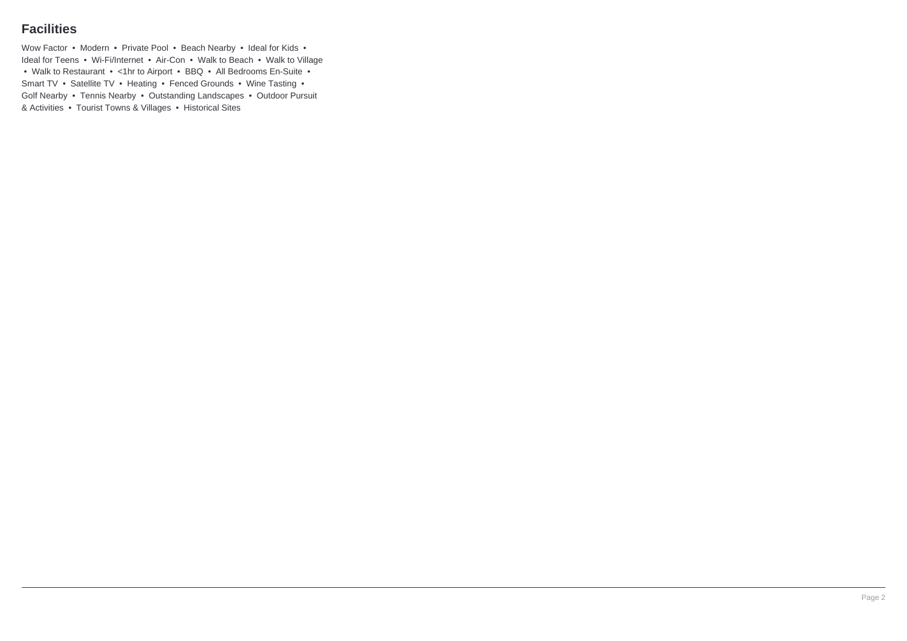## Facilities

Wow Factor • Modern • Private Pool • Beach Nearby • Ideal for Kids • Ideal for Teens • Wi-Fi/Internet • Air-Con • Walk to Beach • Walk to Village • Walk to Restaurant • <1hr to Airport • BBQ • All Bedrooms En-Suite • Smart TV • Satellite TV • Heating • Fenced Grounds • Wine Tasting • Golf Nearby • Tennis Nearby • Outstanding Landscapes • Outdoor Pursuit & Activities • Tourist Towns & Villages • Historical Sites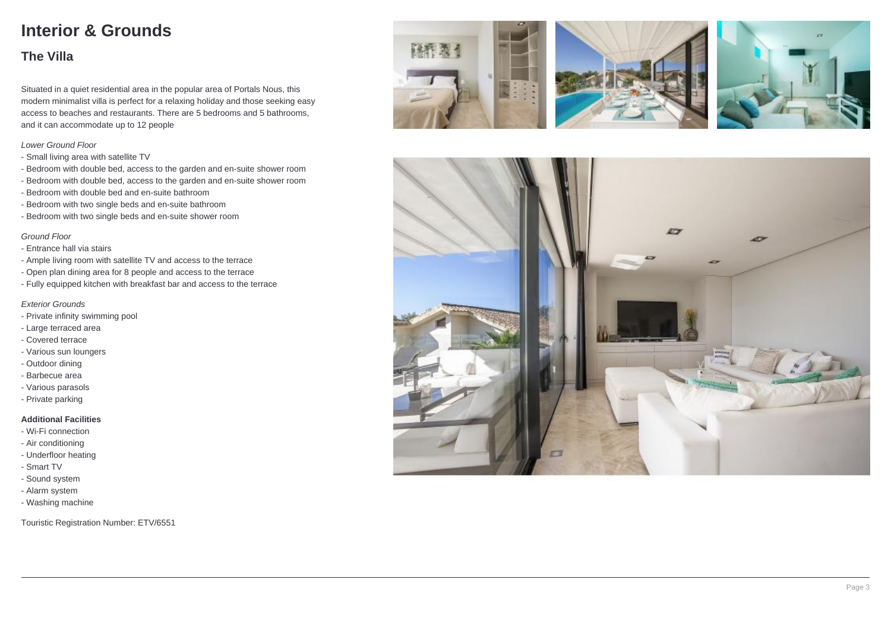# Interior & Grounds

## The Villa

Situated in a quiet residential area in the popular area of Portals Nous, this modern minimalist villa is perfect for a relaxing holiday and those seeking easy access to beaches and restaurants. There are 5 bedrooms and 5 bathrooms, and it can accommodate up to 12 people

*Lower Ground Floor*

- Small living area with satellite TV
- Bedroom with double bed, access to the garden and en-suite shower room
- Bedroom with double bed, access to the garden and en-suite shower room
- Bedroom with double bed and en-suite bathroom
- Bedroom with two single beds and en-suite bathroom
- Bedroom with two single beds and en-suite shower room

*Ground Floor*

- Entrance hall via stairs
- Ample living room with satellite TV and access to the terrace
- Open plan dining area for 8 people and access to the terrace
- Fully equipped kitchen with breakfast bar and access to the terrace

*Exterior Grounds*

- Private infinity swimming pool
- Large terraced area
- Covered terrace
- Various sun loungers
- Outdoor dining
- Barbecue area
- Various parasols
- Private parking

**Additional Facilities**

- Wi-Fi connection
- Air conditioning
- Underfloor heating
- Smart TV
- Sound system
- Alarm system
- Washing machine

Touristic Registration Number: ETV/6551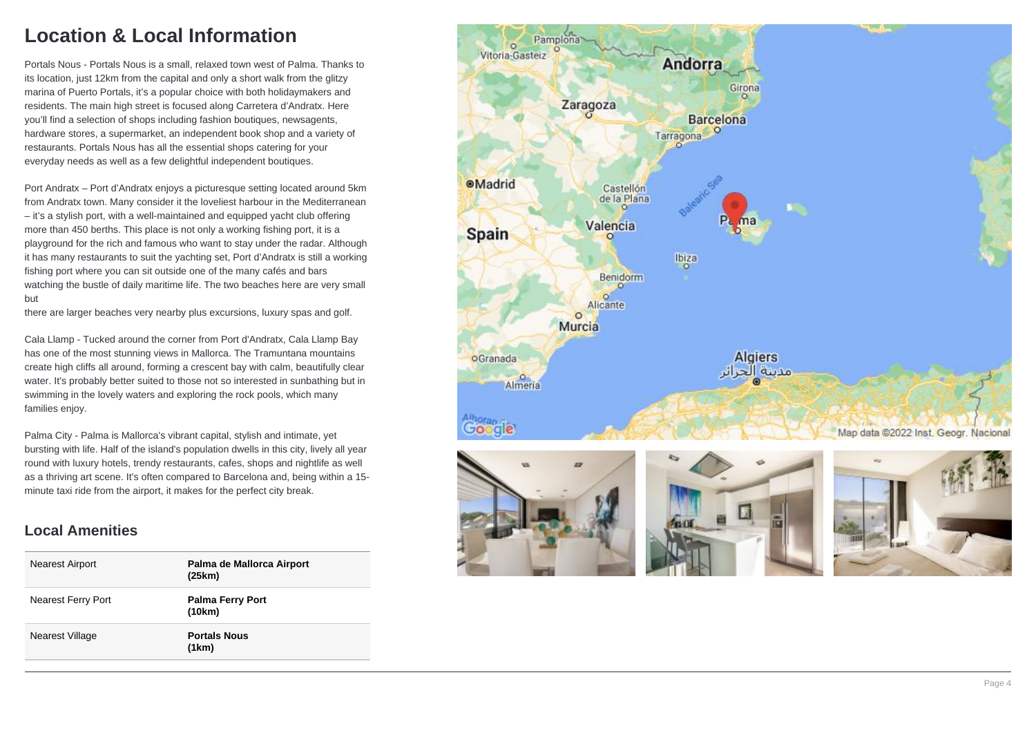# Location & Local Information

Portals Nous - Portals Nous is a small, relaxed town west of Palma. Thanks to its location, just 12km from the capital and only a short walk from the glitzy marina of Puerto Portals, it's a popular choice with both holidaymakers and residents. The main high street is focused along Carretera d'Andratx. Here you'll find a selection of shops including fashion boutiques, newsagents, hardware stores, a supermarket, an independent book shop and a variety of restaurants. Portals Nous has all the essential shops catering for your everyday needs as well as a few delightful independent boutiques.

Port Andratx – Port d'Andratx enjoys a picturesque setting located around 5km from Andratx town. Many consider it the loveliest harbour in the Mediterranean – it's a stylish port, with a well-maintained and equipped yacht club offering more than 450 berths. This place is not only a working fishing port, it is a playground for the rich and famous who want to stay under the radar. Although it has many restaurants to suit the yachting set, Port d'Andratx is still a working fishing port where you can sit outside one of the many cafés and bars watching the bustle of daily maritime life. The two beaches here are very small but

there are larger beaches very nearby plus excursions, luxury spas and golf.

Cala Llamp - Tucked around the corner from Port d'Andratx, Cala Llamp Bay has one of the most stunning views in Mallorca. The Tramuntana mountains create high cliffs all around, forming a crescent bay with calm, beautifully clear water. It's probably better suited to those not so interested in sunbathing but in swimming in the lovely waters and exploring the rock pools, which many families enjoy.

Palma City - Palma is Mallorca's vibrant capital, stylish and intimate, yet bursting with life. Half of the island's population dwells in this city, lively all year round with luxury hotels, trendy restaurants, cafes, shops and nightlife as well as a thriving art scene. It's often compared to Barcelona and, being within a 15-minute taxi ride from the airport, it makes for the perfect city break.

## Local Amenities

| | |
|---|---|
| Nearest Airport | **Palma de Mallorca Airport (25km)** |
| Nearest Ferry Port | **Palma Ferry Port (10km)** |
| Nearest Village | **Portals Nous (1km)** |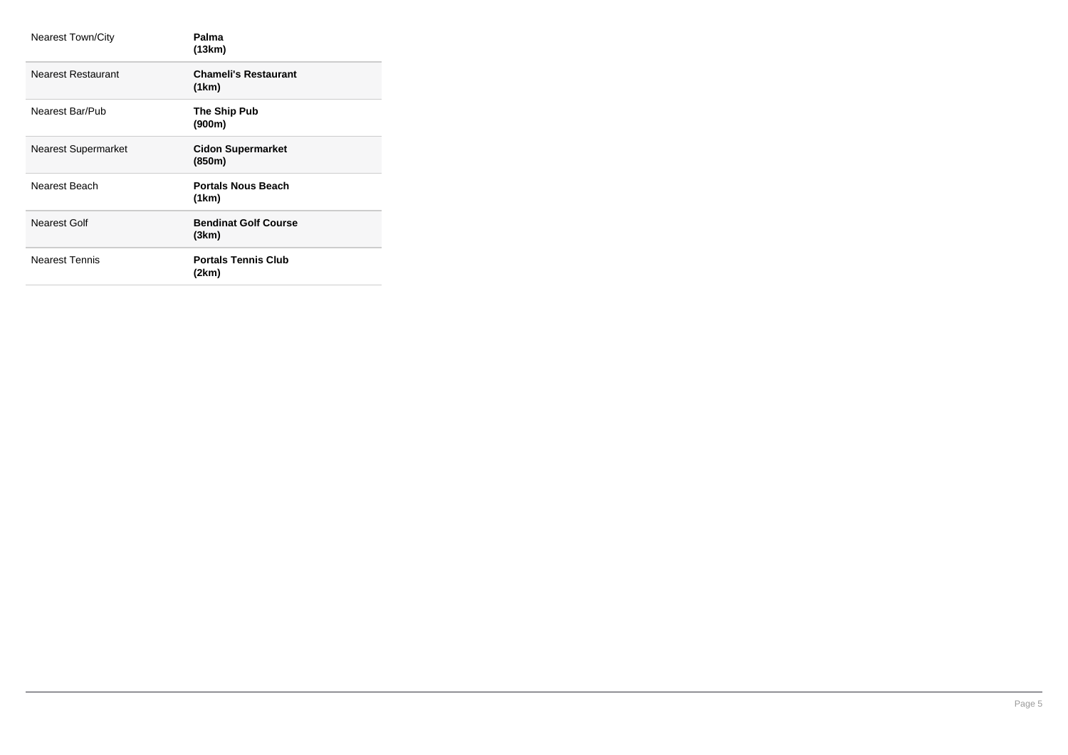| | |
|---|---|
| Nearest Town/City | **Palma (13km)** |
| Nearest Restaurant | **Chameli's Restaurant (1km)** |
| Nearest Bar/Pub | **The Ship Pub (900m)** |
| Nearest Supermarket | **Cidon Supermarket (850m)** |
| Nearest Beach | **Portals Nous Beach (1km)** |
| Nearest Golf | **Bendinat Golf Course (3km)** |
| Nearest Tennis | **Portals Tennis Club (2km)** |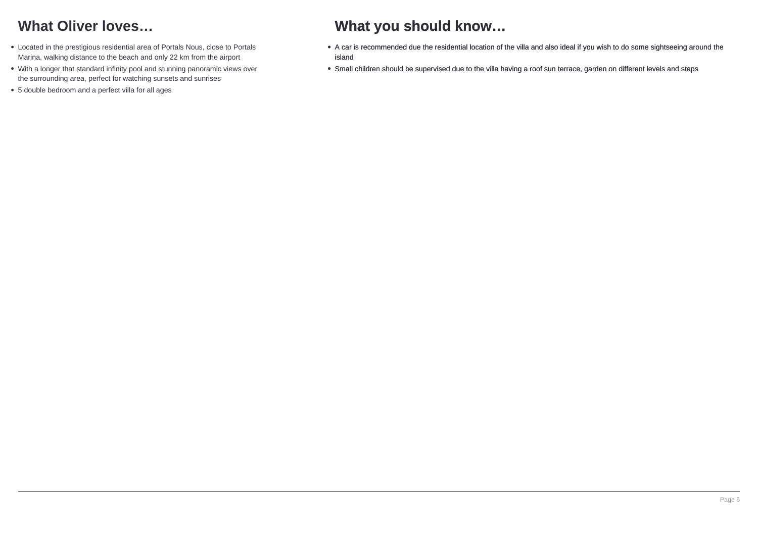## What Oliver loves…

- Located in the prestigious residential area of Portals Nous, close to Portals Marina, walking distance to the beach and only 22 km from the airport
- With a longer that standard infinity pool and stunning panoramic views over the surrounding area, perfect for watching sunsets and sunrises
- 5 double bedroom and a perfect villa for all ages

## What you should know…

- A car is recommended due the residential location of the villa and also ideal if you wish to do some sightseeing around the island
- Small children should be supervised due to the villa having a roof sun terrace, garden on different levels and steps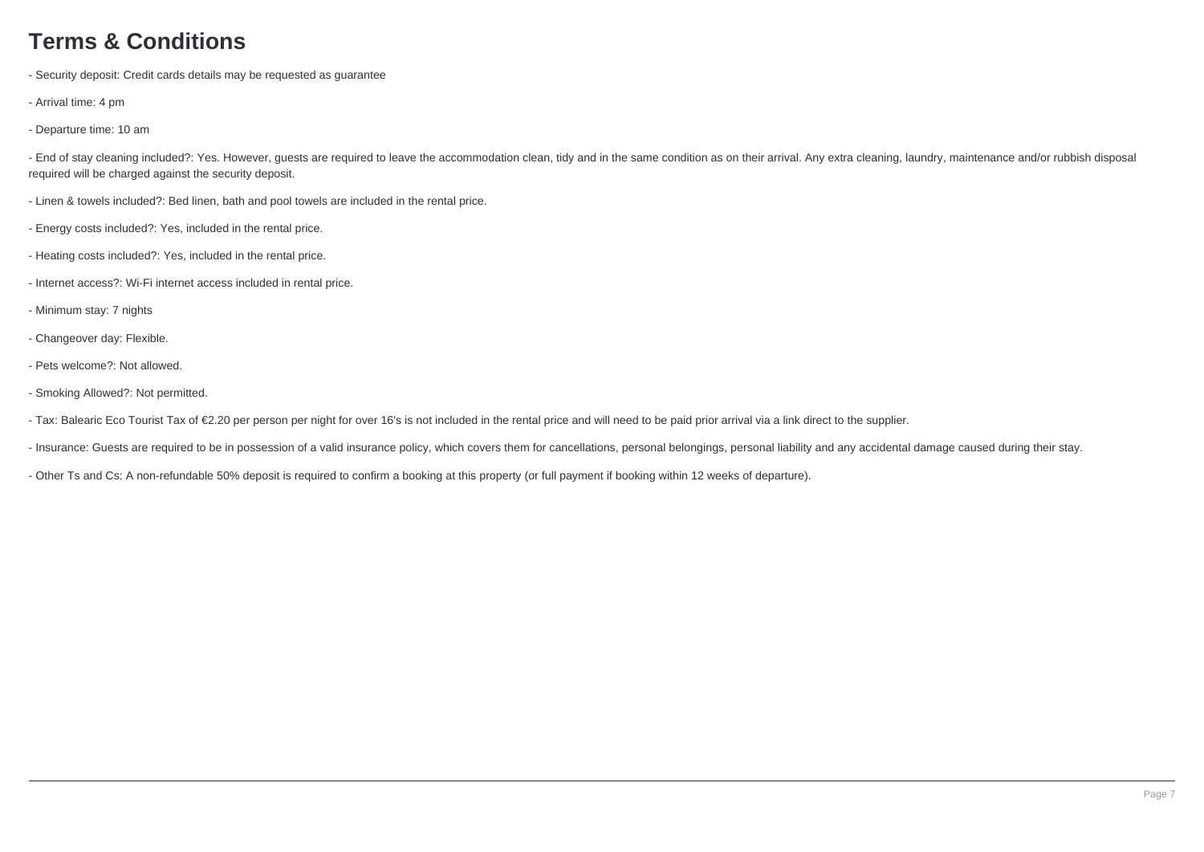# Terms & Conditions

- Security deposit: Credit cards details may be requested as guarantee

- Arrival time: 4 pm

- Departure time: 10 am

- End of stay cleaning included?: Yes. However, guests are required to leave the accommodation clean, tidy and in the same condition as on their arrival. Any extra cleaning, laundry, maintenance and/or rubbish disposal required will be charged against the security deposit.

- Linen & towels included?: Bed linen, bath and pool towels are included in the rental price.

- Energy costs included?: Yes, included in the rental price.

- Heating costs included?: Yes, included in the rental price.

- Internet access?: Wi-Fi internet access included in rental price.

- Minimum stay: 7 nights

- Changeover day: Flexible.

- Pets welcome?: Not allowed.

- Smoking Allowed?: Not permitted.

- Tax: Balearic Eco Tourist Tax of €2.20 per person per night for over 16's is not included in the rental price and will need to be paid prior arrival via a link direct to the supplier.

- Insurance: Guests are required to be in possession of a valid insurance policy, which covers them for cancellations, personal belongings, personal liability and any accidental damage caused during their stay.

- Other Ts and Cs: A non-refundable 50% deposit is required to confirm a booking at this property (or full payment if booking within 12 weeks of departure).